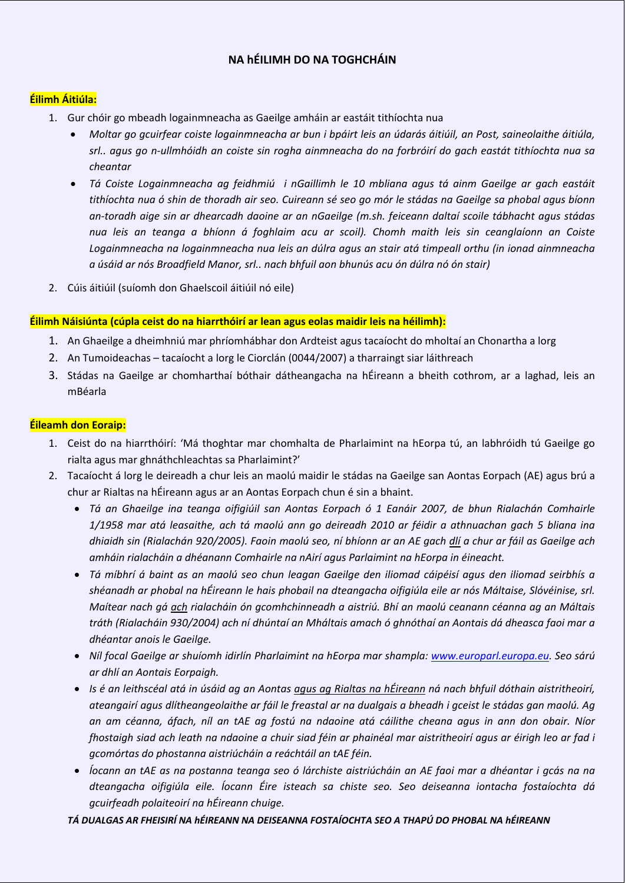# NA hÉILIMH DO NA TOGHCHÁIN

## Éilimh Áitiúla:

1. Gur chóir go mbeadh logainmneacha as Gaeilge amháin ar eastáit tithíochta nua
   - *Moltar go gcuirfear coiste logainmneacha ar bun i bpáirt leis an údarás áitiúil, an Post, saineolaithe áitiúla, srl.. agus go n-ullmhóidh an coiste sin rogha ainmneacha do na forbróirí do gach eastát tithíochta nua sa cheantar*
   - *Tá Coiste Logainmneacha ag feidhmiú i nGaillimh le 10 mbliana agus tá ainm Gaeilge ar gach eastáit tithíochta nua ó shin de thoradh air seo. Cuireann sé seo go mór le stádas na Gaeilge sa phobal agus bíonn an-toradh aige sin ar dhearcadh daoine ar an nGaeilge (m.sh. feiceann daltaí scoile tábhacht agus stádas nua leis an teanga a bhíonn á foghlaim acu ar scoil). Chomh maith leis sin ceanglaíonn an Coiste Logainmneacha na logainmneacha nua leis an dúlra agus an stair atá timpeall orthu (in ionad ainmneacha a úsáid ar nós Broadfield Manor, srl.. nach bhfuil aon bhunús acu ón dúlra nó ón stair)*
2. Cúis áitiúil (suíomh don Ghaelscoil áitiúil nó eile)

## Éilimh Náisiúnta (cúpla ceist do na hiarrthóirí ar lean agus eolas maidir leis na héilimh):

1. An Ghaeilge a dheimhniú mar phríomhábhar don Ardteist agus tacaíocht do mholtaí an Chonartha a lorg
2. An Tumoideachas – tacaíocht a lorg le Ciorclán (0044/2007) a tharraingt siar láithreach
3. Stádas na Gaeilge ar chomharthaí bóthair dátheangacha na hÉireann a bheith cothrom, ar a laghad, leis an mBéarla

## Éileamh don Eoraip:

1. Ceist do na hiarrthóirí: 'Má thoghtar mar chomhalta de Pharlaimint na hEorpa tú, an labhróidh tú Gaeilge go rialta agus mar ghnáthchleachtas sa Pharlaimint?'
2. Tacaíocht á lorg le deireadh a chur leis an maolú maidir le stádas na Gaeilge san Aontas Eorpach (AE) agus brú a chur ar Rialtas na hÉireann agus ar an Aontas Eorpach chun é sin a bhaint.
   - *Tá an Ghaeilge ina teanga oifigiúil san Aontas Eorpach ó 1 Eanáir 2007, de bhun Rialachán Comhairle 1/1958 mar atá leasaithe, ach tá maolú ann go deireadh 2010 ar féidir a athnuachan gach 5 bliana ina dhiaidh sin (Rialachán 920/2005). Faoin maolú seo, ní bhíonn ar an AE gach dlí a chur ar fáil as Gaeilge ach amháin rialacháin a dhéanann Comhairle na nAirí agus Parlaimint na hEorpa in éineacht.*
   - *Tá míbhrí á baint as an maolú seo chun leagan Gaeilge den iliomad cáipéisí agus den iliomad seirbhís a shéanadh ar phobal na hÉireann le hais phobail na dteangacha oifigiúla eile ar nós Máltaise, Slóvéinise, srl. Maítear nach gá ach rialacháin ón gcomhchinneadh a aistriú. Bhí an maolú ceanann céanna ag an Máltais tráth (Rialacháin 930/2004) ach ní dhúntaí an Mháltais amach ó ghnóthaí an Aontais dá dheasca faoi mar a dhéantar anois le Gaeilge.*
   - *Níl focal Gaeilge ar shuíomh idirlín Pharlaimint na hEorpa mar shampla: www.europarl.europa.eu. Seo sárú ar dhlí an Aontais Eorpaigh.*
   - *Is é an leithscéal atá in úsáid ag an Aontas agus ag Rialtas na hÉireann ná nach bhfuil dóthain aistritheoirí, ateangairí agus dlítheangeolaithe ar fáil le freastal ar na dualgais a bheadh i gceist le stádas gan maolú. Ag an am céanna, áfach, níl an tAE ag fostú na ndaoine atá cáilithe cheana agus in ann don obair. Níor fhostaigh siad ach leath na ndaoine a chuir siad féin ar phainéal mar aistritheoirí agus ar éirigh leo ar fad i gcomórtas do phostanna aistriúcháin a reáchtáil an tAE féin.*
   - *Íocann an tAE as na postanna teanga seo ó lárchiste aistriúcháin an AE faoi mar a dhéantar i gcás na na dteangacha oifigiúla eile. Íocann Éire isteach sa chiste seo. Seo deiseanna iontacha fostaíochta dá gcuirfeadh polaiteoirí na hÉireann chuige.*

***TÁ DUALGAS AR FHEISIRÍ NA hÉIREANN NA DEISEANNA FOSTAÍOCHTA SEO A THAPÚ DO PHOBAL NA hÉIREANN***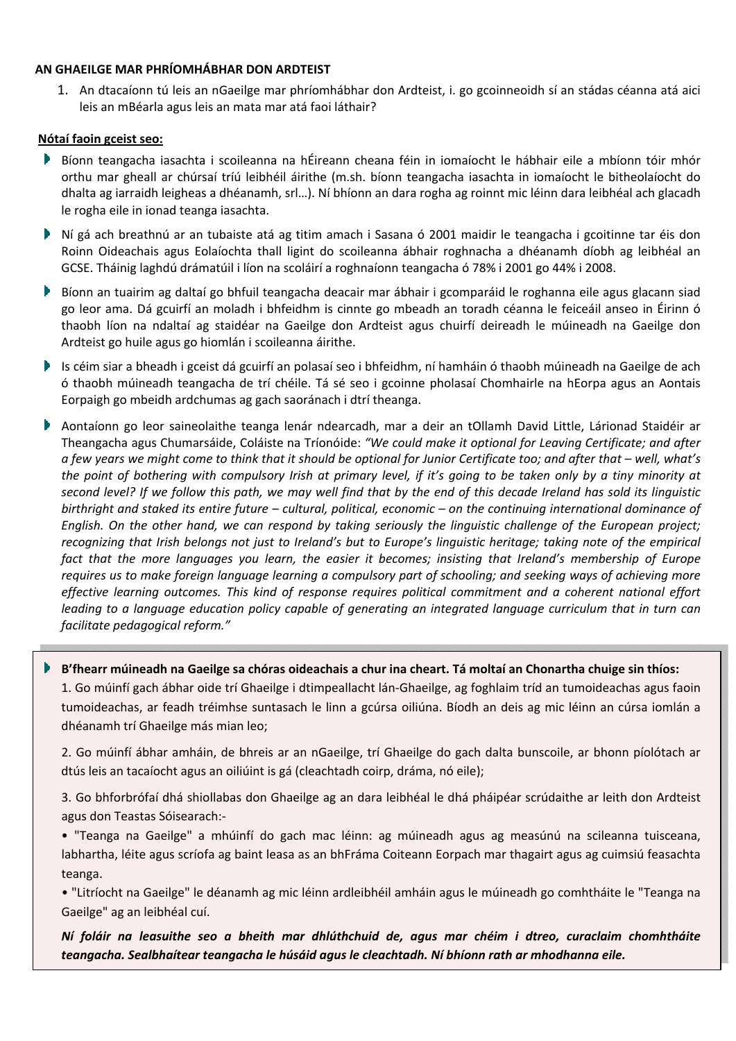**AN GHAEILGE MAR PHRÍOMHÁBHAR DON ARDTEIST**

1. An dtacaíonn tú leis an nGaeilge mar phríomhábhar don Ardteist, i. go gcoinneoidh sí an stádas céanna atá aici leis an mBéarla agus leis an mata mar atá faoi láthair?

**Nótaí faoin gceist seo:**

- Bíonn teangacha iasachta i scoileanna na hÉireann cheana féin in iomaíocht le hábhair eile a mbíonn tóir mhór orthu mar gheall ar chúrsaí tríú leibhéil áirithe (m.sh. bíonn teangacha iasachta in iomaíocht le bitheolaíocht do dhalta ag iarraidh leigheas a dhéanamh, srl…). Ní bhíonn an dara rogha ag roinnt mic léinn dara leibhéal ach glacadh le rogha eile in ionad teanga iasachta.
- Ní gá ach breathnú ar an tubaiste atá ag titim amach i Sasana ó 2001 maidir le teangacha i gcoitinne tar éis don Roinn Oideachais agus Eolaíochta thall ligint do scoileanna ábhair roghnacha a dhéanamh díobh ag leibhéal an GCSE. Tháinig laghdú drámatúil i líon na scoláirí a roghnaíonn teangacha ó 78% i 2001 go 44% i 2008.
- Bíonn an tuairim ag daltaí go bhfuil teangacha deacair mar ábhair i gcomparáid le roghanna eile agus glacann siad go leor ama. Dá gcuirfí an moladh i bhfeidhm is cinnte go mbeadh an toradh céanna le feiceáil anseo in Éirinn ó thaobh líon na ndaltaí ag staidéar na Gaeilge don Ardteist agus chuirfí deireadh le múineadh na Gaeilge don Ardteist go huile agus go hiomlán i scoileanna áirithe.
- Is céim siar a bheadh i gceist dá gcuirfí an polasaí seo i bhfeidhm, ní hamháin ó thaobh múineadh na Gaeilge de ach ó thaobh múineadh teangacha de trí chéile. Tá sé seo i gcoinne pholasaí Chomhairle na hEorpa agus an Aontais Eorpaigh go mbeidh ardchumas ag gach saoránach i dtrí theanga.
- Aontaíonn go leor saineolaithe teanga lenár ndearcadh, mar a deir an tOllamh David Little, Lárionad Staidéir ar Theangacha agus Chumarsáide, Coláiste na Tríonóide: *"We could make it optional for Leaving Certificate; and after a few years we might come to think that it should be optional for Junior Certificate too; and after that – well, what's the point of bothering with compulsory Irish at primary level, if it's going to be taken only by a tiny minority at second level? If we follow this path, we may well find that by the end of this decade Ireland has sold its linguistic birthright and staked its entire future – cultural, political, economic – on the continuing international dominance of English. On the other hand, we can respond by taking seriously the linguistic challenge of the European project; recognizing that Irish belongs not just to Ireland's but to Europe's linguistic heritage; taking note of the empirical fact that the more languages you learn, the easier it becomes; insisting that Ireland's membership of Europe requires us to make foreign language learning a compulsory part of schooling; and seeking ways of achieving more effective learning outcomes. This kind of response requires political commitment and a coherent national effort leading to a language education policy capable of generating an integrated language curriculum that in turn can facilitate pedagogical reform."*

- **B'fhearr múineadh na Gaeilge sa chóras oideachais a chur ina cheart. Tá moltaí an Chonartha chuige sin thíos:**

  1. Go múinfí gach ábhar oide trí Ghaeilge i dtimpeallacht lán-Ghaeilge, ag foghlaim tríd an tumoideachas agus faoin tumoideachas, ar feadh tréimhse suntasach le linn a gcúrsa oiliúna. Bíodh an deis ag mic léinn an cúrsa iomlán a dhéanamh trí Ghaeilge más mian leo;

  2. Go múinfí ábhar amháin, de bhreis ar an nGaeilge, trí Ghaeilge do gach dalta bunscoile, ar bhonn píolótach ar dtús leis an tacaíocht agus an oiliúint is gá (cleachtadh coirp, dráma, nó eile);

  3. Go bhforbrófaí dhá shiollabas don Ghaeilge ag an dara leibhéal le dhá pháipéar scrúdaithe ar leith don Ardteist agus don Teastas Sóisearach:-

  • "Teanga na Gaeilge" a mhúinfí do gach mac léinn: ag múineadh agus ag measúnú na scileanna tuisceana, labhartha, léite agus scríofa ag baint leasa as an bhFráma Coiteann Eorpach mar thagairt agus ag cuimsiú feasachta teanga.

  • "Litríocht na Gaeilge" le déanamh ag mic léinn ardleibhéil amháin agus le múineadh go comhtháite le "Teanga na Gaeilge" ag an leibhéal cuí.

  ***Ní foláir na leasuithe seo a bheith mar dhlúthchuid de, agus mar chéim i dtreo, curaclaim chomhtháite teangacha. Sealbhaítear teangacha le húsáid agus le cleachtadh. Ní bhíonn rath ar mhodhanna eile.***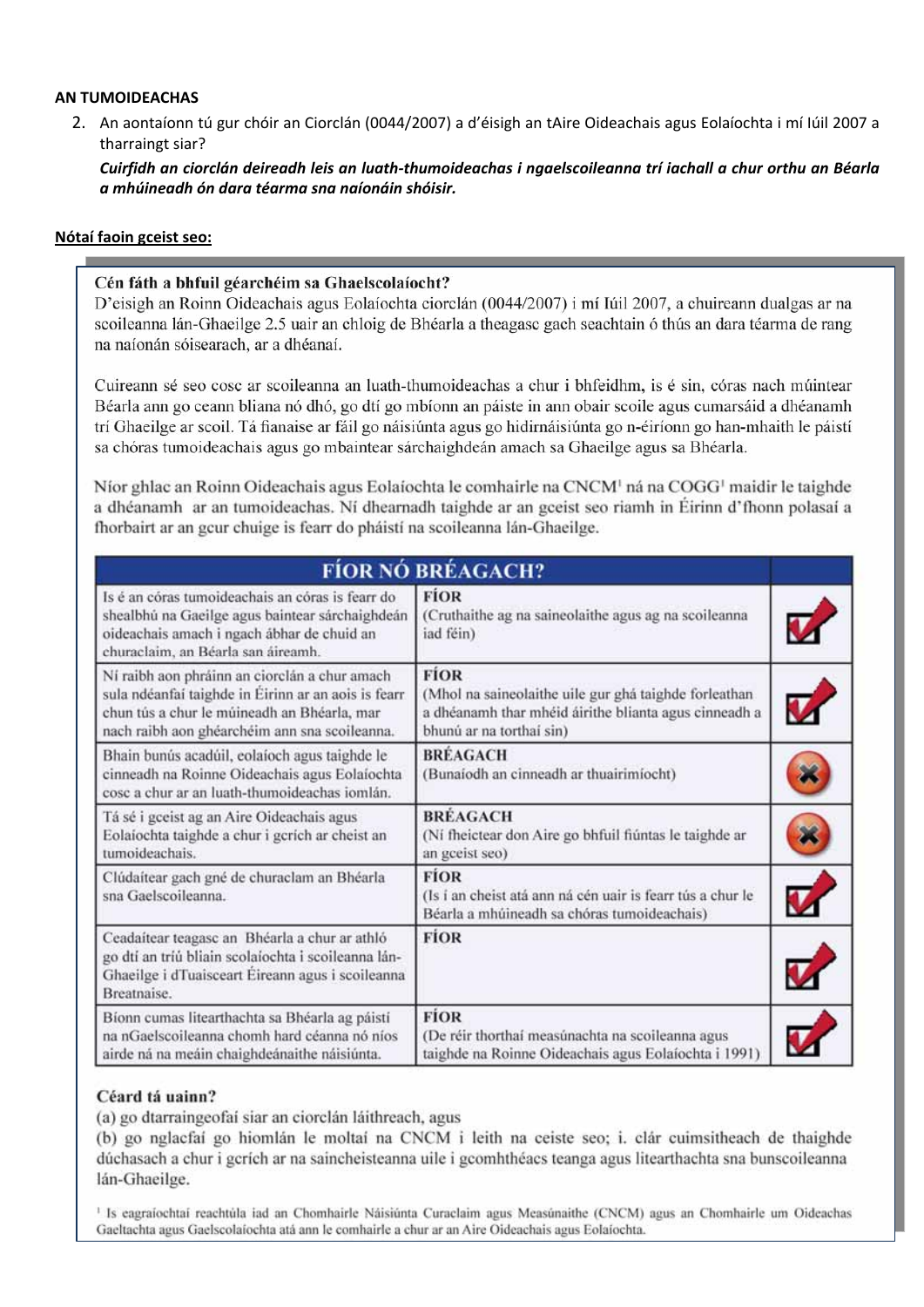**AN TUMOIDEACHAS**

2. An aontaíonn tú gur chóir an Ciorclán (0044/2007) a d'éisigh an tAire Oideachais agus Eolaíochta i mí Iúil 2007 a tharraingt siar?

   ***Cuirfidh an ciorclán deireadh leis an luath-thumoideachas i ngaelscoileanna trí iachall a chur orthu an Béarla a mhúineadh ón dara téarma sna naíonáin shóisir.***

**Nótaí faoin gceist seo:**

**Cén fáth a bhfuil géarchéim sa Ghaelscolaíocht?**

D'eisigh an Roinn Oideachais agus Eolaíochta ciorclán (0044/2007) i mí Iúil 2007, a chuireann dualgas ar na scoileanna lán-Ghaeilge 2.5 uair an chloig de Bhéarla a theagasc gach seachtain ó thús an dara téarma de rang na naíonán sóisearach, ar a dhéanaí.

Cuireann sé seo cosc ar scoileanna an luath-thumoideachas a chur i bhfeidhm, is é sin, córas nach múintear Béarla ann go ceann bliana nó dhó, go dtí go mbíonn an páiste in ann obair scoile agus cumarsáid a dhéanamh trí Ghaeilge ar scoil. Tá fianaise ar fáil go náisiúnta agus go hidirnáisiúnta go n-éiríonn go han-mhaith le páistí sa chóras tumoideachais agus go mbaintear sárchaighdeán amach sa Ghaeilge agus sa Bhéarla.

Níor ghlac an Roinn Oideachais agus Eolaíochta le comhairle na CNCM[1] ná na COGG[1] maidir le taighde a dhéanamh ar an tumoideachas. Ní dhearnadh taighde ar an gceist seo riamh in Éirinn d'fhonn polasaí a fhorbairt ar an gcur chuige is fearr do pháistí na scoileanna lán-Ghaeilge.

| FÍOR NÓ BRÉAGACH? | | |
|---|---|---|
| Is é an córas tumoideachais an córas is fearr do shealbhú na Gaeilge agus baintear sárchaighdeán oideachais amach i ngach ábhar de chuid an churaclaim, an Béarla san áireamh. | **FÍOR** (Cruthaithe ag na saineolaithe agus ag na scoileanna iad féin) | ✓ |
| Ní raibh aon phráinn an ciorclán a chur amach sula ndéanfaí taighde in Éirinn ar an aois is fearr chun tús a chur le múineadh an Bhéarla, mar nach raibh aon ghéarchéim ann sna scoileanna. | **FÍOR** (Mhol na saineolaithe uile gur ghá taighde forleathan a dhéanamh thar mhéid áirithe blianta agus cinneadh a bhunú ar na torthaí sin) | ✓ |
| Bhain bunús acadúil, eolaíoch agus taighde le cinneadh na Roinne Oideachais agus Eolaíochta cosc a chur ar an luath-thumoideachas iomlán. | **BRÉAGACH** (Bunaíodh an cinneadh ar thuairimíocht) | ✗ |
| Tá sé i gceist ag an Aire Oideachais agus Eolaíochta taighde a chur i gcrích ar cheist an tumoideachais. | **BRÉAGACH** (Ní fheictear don Aire go bhfuil fiúntas le taighde ar an gceist seo) | ✗ |
| Clúdaítear gach gné de churaclam an Bhéarla sna Gaelscoileanna. | **FÍOR** (Is í an cheist atá ann ná cén uair is fearr tús a chur le Béarla a mhúineadh sa chóras tumoideachais) | ✓ |
| Ceadaítear teagasc an Bhéarla a chur ar athló go dtí an tríú bliain scolaíochta i scoileanna lán-Ghaeilge i dTuaisceart Éireann agus i scoileanna Breatnaise. | **FÍOR** | ✓ |
| Bíonn cumas litearthachta sa Bhéarla ag páistí na nGaelscoileanna chomh hard céanna nó níos airde ná na meáin chaighdeánaithe náisiúnta. | **FÍOR** (De réir thorthaí measúnachta na scoileanna agus taighde na Roinne Oideachais agus Eolaíochta i 1991) | ✓ |

**Céard tá uainn?**

(a) go dtarraingeofaí siar an ciorclán láithreach, agus

(b) go nglacfaí go hiomlán le moltaí na CNCM i leith na ceiste seo; i. clár cuimsitheach de thaighde dúchasach a chur i gcrích ar na saincheisteanna uile i gcomhthéacs teanga agus litearthachta sna bunscoileanna lán-Ghaeilge.

[1] Is eagraíochtaí reachtúla iad an Chomhairle Náisiúnta Curaclaim agus Measúnaithe (CNCM) agus an Chomhairle um Oideachas Gaeltachta agus Gaelscolaíochta atá ann le comhairle a chur ar an Aire Oideachais agus Eolaíochta.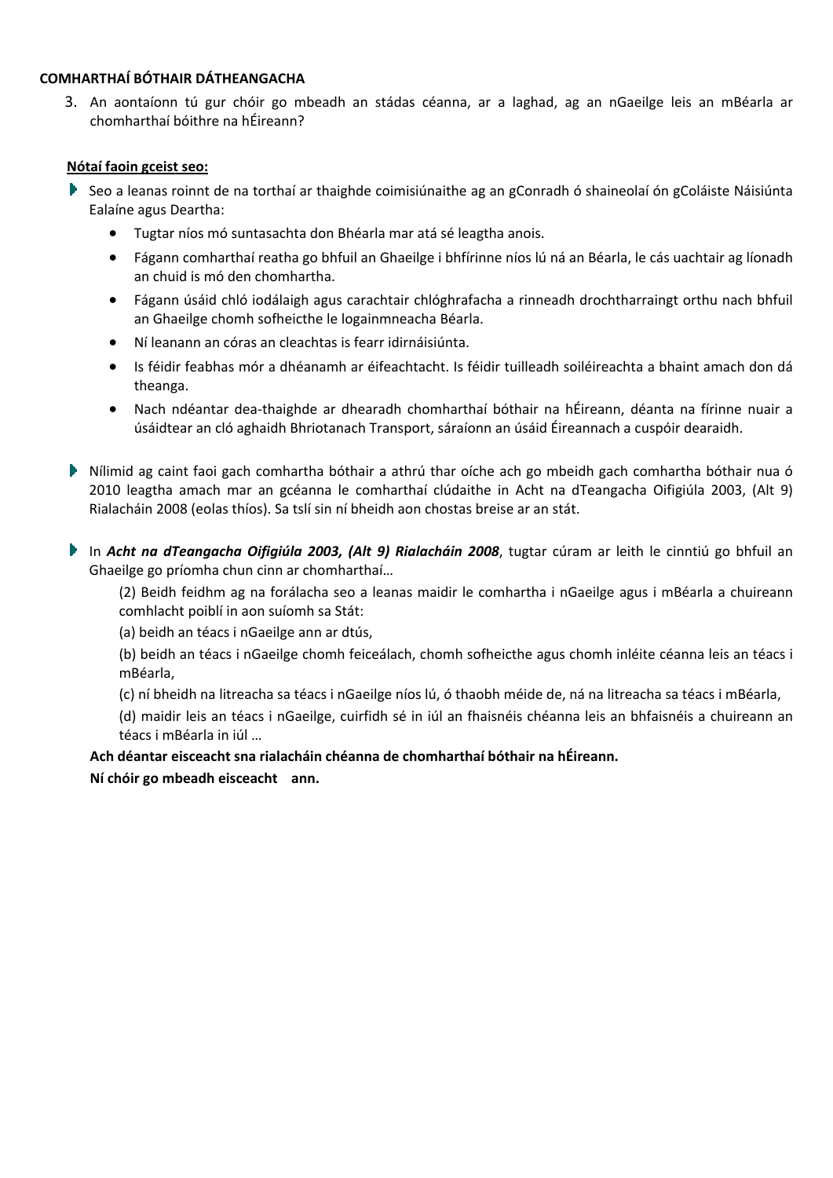**COMHARTHAÍ BÓTHAIR DÁTHEANGACHA**

3. An aontaíonn tú gur chóir go mbeadh an stádas céanna, ar a laghad, ag an nGaeilge leis an mBéarla ar chomharthaí bóithre na hÉireann?

**Nótaí faoin gceist seo:**

- Seo a leanas roinnt de na torthaí ar thaighde coimisiúnaithe ag an gConradh ó shaineolaí ón gColáiste Náisiúnta Ealaíne agus Deartha:
  - Tugtar níos mó suntasachta don Bhéarla mar atá sé leagtha anois.
  - Fágann comharthaí reatha go bhfuil an Ghaeilge i bhfírinne níos lú ná an Béarla, le cás uachtair ag líonadh an chuid is mó den chomhartha.
  - Fágann úsáid chló iodálaigh agus carachtair chlóghrafacha a rinneadh drochtharraingt orthu nach bhfuil an Ghaeilge chomh sofheicthe le logainmneacha Béarla.
  - Ní leanann an córas an cleachtas is fearr idirnáisiúnta.
  - Is féidir feabhas mór a dhéanamh ar éifeachtacht. Is féidir tuilleadh soiléireachta a bhaint amach don dá theanga.
  - Nach ndéantar dea-thaighde ar dhearadh chomharthaí bóthair na hÉireann, déanta na fírinne nuair a úsáidtear an cló aghaidh Bhriotanach Transport, sáraíonn an úsáid Éireannach a cuspóir dearaidh.

- Nílimid ag caint faoi gach comhartha bóthair a athrú thar oíche ach go mbeidh gach comhartha bóthair nua ó 2010 leagtha amach mar an gcéanna le comharthaí clúdaithe in Acht na dTeangacha Oifigiúla 2003, (Alt 9) Rialacháin 2008 (eolas thíos). Sa tslí sin ní bheidh aon chostas breise ar an stát.

- In ***Acht na dTeangacha Oifigiúla 2003, (Alt 9) Rialacháin 2008***, tugtar cúram ar leith le cinntiú go bhfuil an Ghaeilge go príomha chun cinn ar chomharthaí…

  (2) Beidh feidhm ag na forálacha seo a leanas maidir le comhartha i nGaeilge agus i mBéarla a chuireann comhlacht poiblí in aon suíomh sa Stát:

  (a) beidh an téacs i nGaeilge ann ar dtús,

  (b) beidh an téacs i nGaeilge chomh feiceálach, chomh sofheicthe agus chomh inléite céanna leis an téacs i mBéarla,

  (c) ní bheidh na litreacha sa téacs i nGaeilge níos lú, ó thaobh méide de, ná na litreacha sa téacs i mBéarla,

  (d) maidir leis an téacs i nGaeilge, cuirfidh sé in iúl an fhaisnéis chéanna leis an bhfaisnéis a chuireann an téacs i mBéarla in iúl …

  **Ach déantar eisceacht sna rialacháin chéanna de chomharthaí bóthair na hÉireann.**

  **Ní chóir go mbeadh eisceacht ann.**